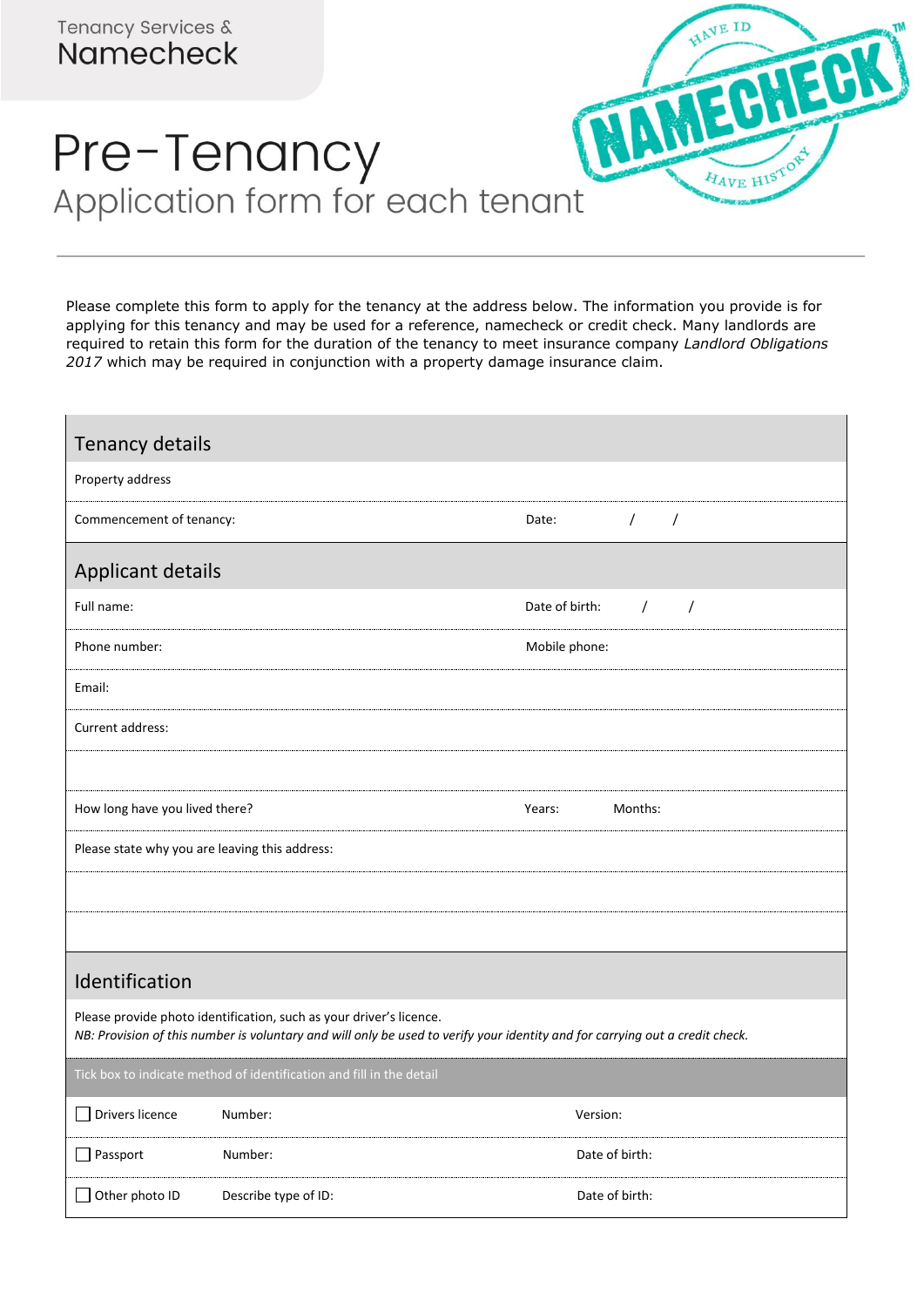Tenancy Services &
Namecheck

# Pre-Tenancy

## Application form for each tenant

Please complete this form to apply for the tenancy at the address below. The information you provide is for applying for this tenancy and may be used for a reference, namecheck or credit check. Many landlords are required to retain this form for the duration of the tenancy to meet insurance company *Landlord Obligations 2017* which may be required in conjunction with a property damage insurance claim.

### Tenancy details

| | |
|---|---|
| Property address | |
| Commencement of tenancy: | Date: / / |

### Applicant details

| | |
|---|---|
| Full name: | Date of birth: / / |
| Phone number: | Mobile phone: |
| Email: | |
| Current address: | |
| | |
| How long have you lived there? | Years: Months: |
| Please state why you are leaving this address: | |
| | |
| | |

### Identification

Please provide photo identification, such as your driver's licence.
*NB: Provision of this number is voluntary and will only be used to verify your identity and for carrying out a credit check.*

| Tick box to indicate method of identification and fill in the detail | | |
|---|---|---|
| ☐ Drivers licence | Number: | Version: |
| ☐ Passport | Number: | Date of birth: |
| ☐ Other photo ID | Describe type of ID: | Date of birth: |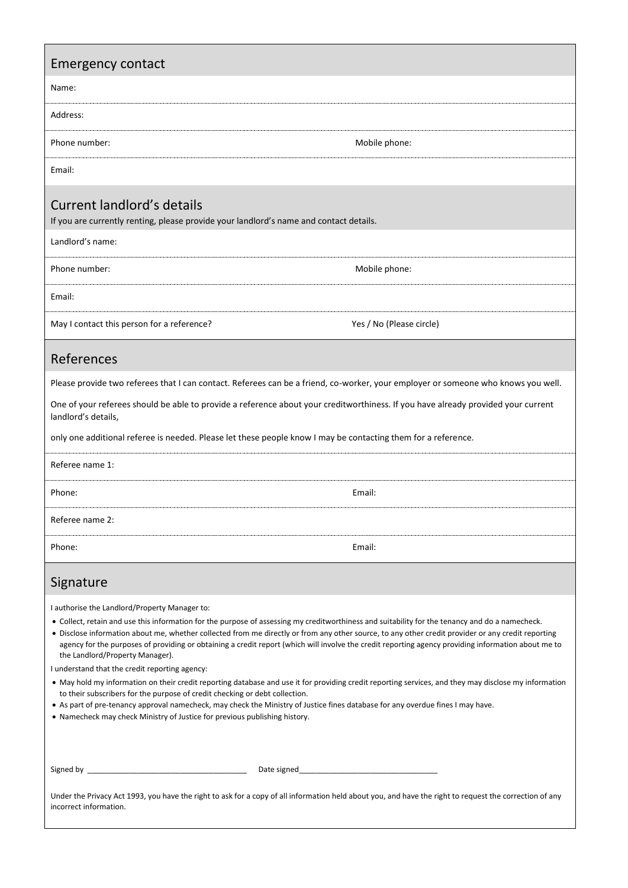## Emergency contact

Name:

Address:

Phone number: Mobile phone:

Email:

## Current landlord's details

If you are currently renting, please provide your landlord's name and contact details.

Landlord's name:

Phone number: Mobile phone:

Email:

May I contact this person for a reference? Yes / No (Please circle)

## References

Please provide two referees that I can contact. Referees can be a friend, co-worker, your employer or someone who knows you well.

One of your referees should be able to provide a reference about your creditworthiness. If you have already provided your current landlord's details,

only one additional referee is needed. Please let these people know I may be contacting them for a reference.

Referee name 1:

Phone: Email:

Referee name 2:

Phone: Email:

## Signature

I authorise the Landlord/Property Manager to:

- Collect, retain and use this information for the purpose of assessing my creditworthiness and suitability for the tenancy and do a namecheck.
- Disclose information about me, whether collected from me directly or from any other source, to any other credit provider or any credit reporting agency for the purposes of providing or obtaining a credit report (which will involve the credit reporting agency providing information about me to the Landlord/Property Manager).

I understand that the credit reporting agency:

- May hold my information on their credit reporting database and use it for providing credit reporting services, and they may disclose my information to their subscribers for the purpose of credit checking or debt collection.
- As part of pre-tenancy approval namecheck, may check the Ministry of Justice fines database for any overdue fines I may have.
- Namecheck may check Ministry of Justice for previous publishing history.

Signed by ______________________________________ Date signed_________________________________

Under the Privacy Act 1993, you have the right to ask for a copy of all information held about you, and have the right to request the correction of any incorrect information.